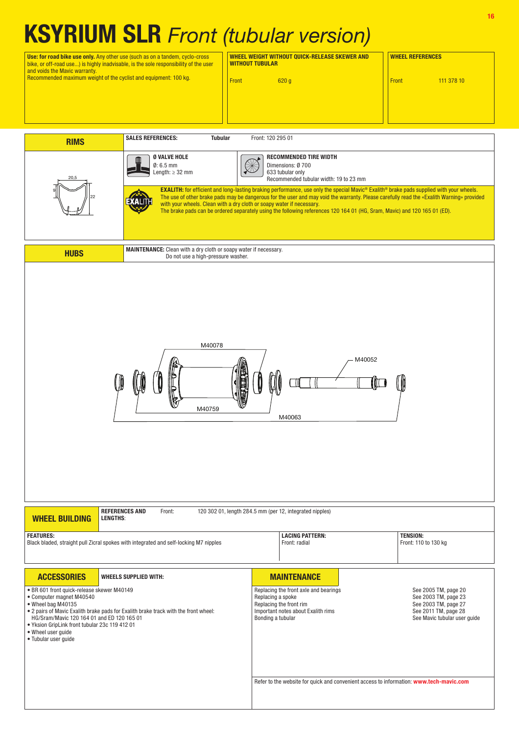# KSYRIUM SLR *Front (tubular version)*

**Use: for road bike use only.** Any other use (such as on a tandem, cyclo-cross bike, or off-road use...) is highly inadvisable, is the sole responsibility of the user and voids the Mavic warranty.
Recommended maximum weight of the cyclist and equipment: 100 kg.

| WHEEL WEIGHT WITHOUT QUICK-RELEASE SKEWER AND WITHOUT TUBULAR | |
|---|---|
| Front | 620 g |

| WHEEL REFERENCES | |
|---|---|
| Front | 111 378 10 |

## RIMS

**SALES REFERENCES:** Tubular — Front: 120 295 01

20,5 — 9 — 22

**Ø VALVE HOLE**
Ø: 6.5 mm
Length: ≥ 32 mm

**RECOMMENDED TIRE WIDTH**
Dimensions: Ø 700
633 tubular only
Recommended tubular width: 19 to 23 mm

**EXALITH:** for efficient and long-lasting braking performance, use only the special Mavic® Exalith® brake pads supplied with your wheels.
The use of other brake pads may be dangerous for the user and may void the warranty. Please carefully read the «Exalith Warning» provided with your wheels. Clean with a dry cloth or soapy water if necessary.
The brake pads can be ordered separately using the following references 120 164 01 (HG, Sram, Mavic) and 120 165 01 (ED).

## HUBS

**MAINTENANCE:** Clean with a dry cloth or soapy water if necessary.
Do not use a high-pressure washer.

M40078
M40052
M40759
M40063

## WHEEL BUILDING

**REFERENCES AND LENGTHS:** Front: 120 302 01, length 284.5 mm (per 12, integrated nipples)

| FEATURES: | LACING PATTERN: | TENSION: |
|---|---|---|
| Black bladed, straight pull Zicral spokes with integrated and self-locking M7 nipples | Front: radial | Front: 110 to 130 kg |

## ACCESSORIES

**WHEELS SUPPLIED WITH:**

- BR 601 front quick-release skewer M40149
- Computer magnet M40540
- Wheel bag M40135
- 2 pairs of Mavic Exalith brake pads for Exalith brake track with the front wheel: HG/Sram/Mavic 120 164 01 and ED 120 165 01
- Yksion GripLink front tubular 23c 119 412 01
- Wheel user guide
- Tubular user guide

## MAINTENANCE

| | |
|---|---|
| Replacing the front axle and bearings | See 2005 TM, page 20 |
| Replacing a spoke | See 2003 TM, page 23 |
| Replacing the front rim | See 2003 TM, page 27 |
| Important notes about Exalith rims | See 2011 TM, page 28 |
| Bonding a tubular | See Mavic tubular user guide |

Refer to the website for quick and convenient access to information: **www.tech-mavic.com**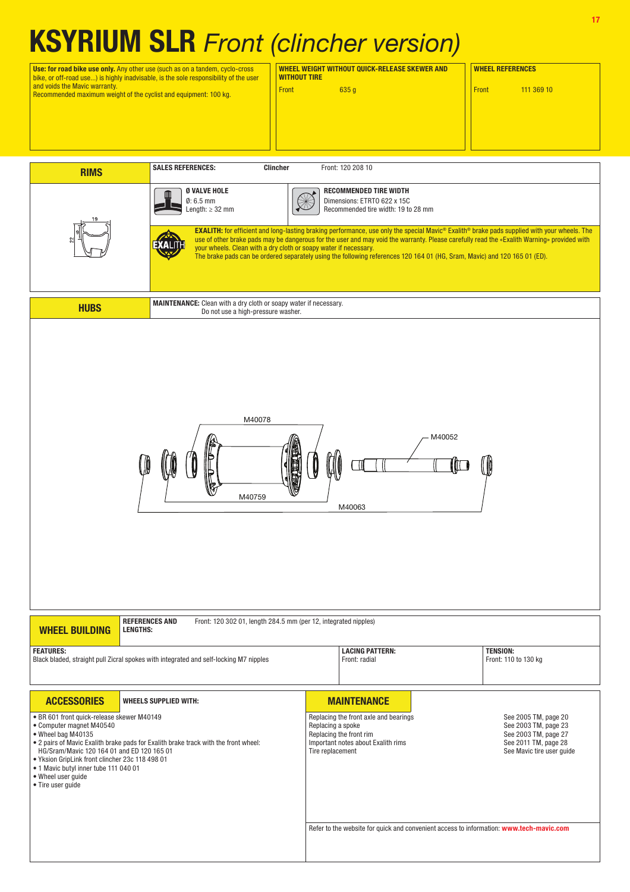# KSYRIUM SLR *Front (clincher version)*

**Use: for road bike use only.** Any other use (such as on a tandem, cyclo-cross bike, or off-road use...) is highly inadvisable, is the sole responsibility of the user and voids the Mavic warranty.
Recommended maximum weight of the cyclist and equipment: 100 kg.

**WHEEL WEIGHT WITHOUT QUICK-RELEASE SKEWER AND WITHOUT TIRE**

Front 635 g

**WHEEL REFERENCES**

Front 111 369 10

## RIMS

**SALES REFERENCES:** Clincher Front: 120 208 10

19

9

22

**Ø VALVE HOLE**
Ø: 6.5 mm
Length: ≥ 32 mm

**RECOMMENDED TIRE WIDTH**
Dimensions: ETRTO 622 x 15C
Recommended tire width: 19 to 28 mm

EXALITH

**EXALITH:** for efficient and long-lasting braking performance, use only the special Mavic® Exalith® brake pads supplied with your wheels. The use of other brake pads may be dangerous for the user and may void the warranty. Please carefully read the «Exalith Warning» provided with your wheels. Clean with a dry cloth or soapy water if necessary.
The brake pads can be ordered separately using the following references 120 164 01 (HG, Sram, Mavic) and 120 165 01 (ED).

## HUBS

**MAINTENANCE:** Clean with a dry cloth or soapy water if necessary.
Do not use a high-pressure washer.

M40078

M40052

M40759

M40063

## WHEEL BUILDING

**REFERENCES AND LENGTHS:** Front: 120 302 01, length 284.5 mm (per 12, integrated nipples)

**FEATURES:**
Black bladed, straight pull Zicral spokes with integrated and self-locking M7 nipples

**LACING PATTERN:**
Front: radial

**TENSION:**
Front: 110 to 130 kg

## ACCESSORIES

**WHEELS SUPPLIED WITH:**

- BR 601 front quick-release skewer M40149
- Computer magnet M40540
- Wheel bag M40135
- 2 pairs of Mavic Exalith brake pads for Exalith brake track with the front wheel: HG/Sram/Mavic 120 164 01 and ED 120 165 01
- Yksion GripLink front clincher 23c 118 498 01
- 1 Mavic butyl inner tube 111 040 01
- Wheel user guide
- Tire user guide

## MAINTENANCE

| | |
|---|---|
| Replacing the front axle and bearings | See 2005 TM, page 20 |
| Replacing a spoke | See 2003 TM, page 23 |
| Replacing the front rim | See 2003 TM, page 27 |
| Important notes about Exalith rims | See 2011 TM, page 28 |
| Tire replacement | See Mavic tire user guide |

Refer to the website for quick and convenient access to information: **www.tech-mavic.com**